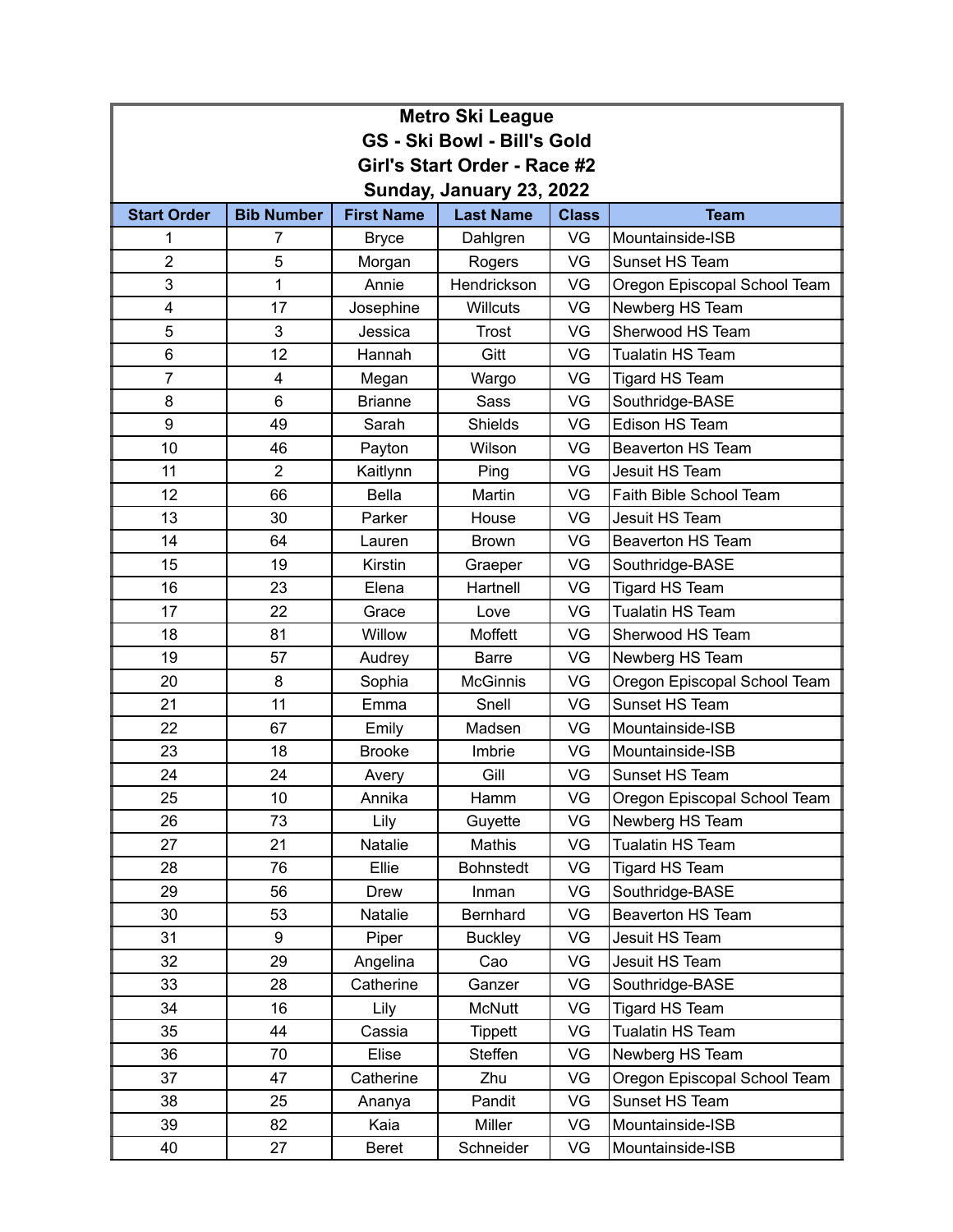# Metro Ski League

## GS - Ski Bowl - Bill's Gold

## Girl's Start Order - Race #2

## Sunday, January 23, 2022

| Start Order | Bib Number | First Name | Last Name | Class | Team |
|---|---|---|---|---|---|
| 1 | 7 | Bryce | Dahlgren | VG | Mountainside-ISB |
| 2 | 5 | Morgan | Rogers | VG | Sunset HS Team |
| 3 | 1 | Annie | Hendrickson | VG | Oregon Episcopal School Team |
| 4 | 17 | Josephine | Willcuts | VG | Newberg HS Team |
| 5 | 3 | Jessica | Trost | VG | Sherwood HS Team |
| 6 | 12 | Hannah | Gitt | VG | Tualatin HS Team |
| 7 | 4 | Megan | Wargo | VG | Tigard HS Team |
| 8 | 6 | Brianne | Sass | VG | Southridge-BASE |
| 9 | 49 | Sarah | Shields | VG | Edison HS Team |
| 10 | 46 | Payton | Wilson | VG | Beaverton HS Team |
| 11 | 2 | Kaitlynn | Ping | VG | Jesuit HS Team |
| 12 | 66 | Bella | Martin | VG | Faith Bible School Team |
| 13 | 30 | Parker | House | VG | Jesuit HS Team |
| 14 | 64 | Lauren | Brown | VG | Beaverton HS Team |
| 15 | 19 | Kirstin | Graeper | VG | Southridge-BASE |
| 16 | 23 | Elena | Hartnell | VG | Tigard HS Team |
| 17 | 22 | Grace | Love | VG | Tualatin HS Team |
| 18 | 81 | Willow | Moffett | VG | Sherwood HS Team |
| 19 | 57 | Audrey | Barre | VG | Newberg HS Team |
| 20 | 8 | Sophia | McGinnis | VG | Oregon Episcopal School Team |
| 21 | 11 | Emma | Snell | VG | Sunset HS Team |
| 22 | 67 | Emily | Madsen | VG | Mountainside-ISB |
| 23 | 18 | Brooke | Imbrie | VG | Mountainside-ISB |
| 24 | 24 | Avery | Gill | VG | Sunset HS Team |
| 25 | 10 | Annika | Hamm | VG | Oregon Episcopal School Team |
| 26 | 73 | Lily | Guyette | VG | Newberg HS Team |
| 27 | 21 | Natalie | Mathis | VG | Tualatin HS Team |
| 28 | 76 | Ellie | Bohnstedt | VG | Tigard HS Team |
| 29 | 56 | Drew | Inman | VG | Southridge-BASE |
| 30 | 53 | Natalie | Bernhard | VG | Beaverton HS Team |
| 31 | 9 | Piper | Buckley | VG | Jesuit HS Team |
| 32 | 29 | Angelina | Cao | VG | Jesuit HS Team |
| 33 | 28 | Catherine | Ganzer | VG | Southridge-BASE |
| 34 | 16 | Lily | McNutt | VG | Tigard HS Team |
| 35 | 44 | Cassia | Tippett | VG | Tualatin HS Team |
| 36 | 70 | Elise | Steffen | VG | Newberg HS Team |
| 37 | 47 | Catherine | Zhu | VG | Oregon Episcopal School Team |
| 38 | 25 | Ananya | Pandit | VG | Sunset HS Team |
| 39 | 82 | Kaia | Miller | VG | Mountainside-ISB |
| 40 | 27 | Beret | Schneider | VG | Mountainside-ISB |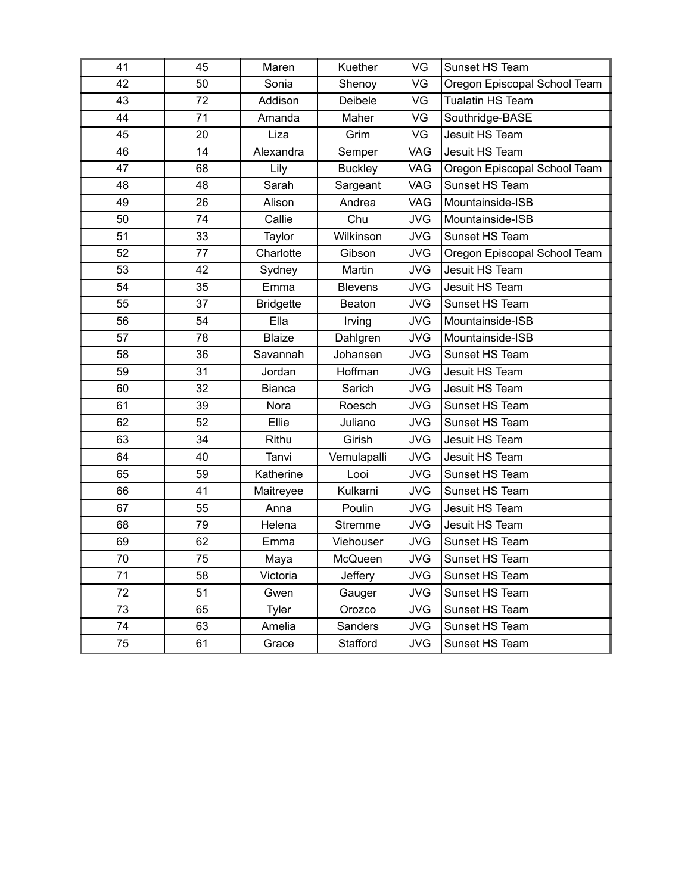| 41 | 45 | Maren | Kuether | VG | Sunset HS Team |
|---|---|---|---|---|---|
| 42 | 50 | Sonia | Shenoy | VG | Oregon Episcopal School Team |
| 43 | 72 | Addison | Deibele | VG | Tualatin HS Team |
| 44 | 71 | Amanda | Maher | VG | Southridge-BASE |
| 45 | 20 | Liza | Grim | VG | Jesuit HS Team |
| 46 | 14 | Alexandra | Semper | VAG | Jesuit HS Team |
| 47 | 68 | Lily | Buckley | VAG | Oregon Episcopal School Team |
| 48 | 48 | Sarah | Sargeant | VAG | Sunset HS Team |
| 49 | 26 | Alison | Andrea | VAG | Mountainside-ISB |
| 50 | 74 | Callie | Chu | JVG | Mountainside-ISB |
| 51 | 33 | Taylor | Wilkinson | JVG | Sunset HS Team |
| 52 | 77 | Charlotte | Gibson | JVG | Oregon Episcopal School Team |
| 53 | 42 | Sydney | Martin | JVG | Jesuit HS Team |
| 54 | 35 | Emma | Blevens | JVG | Jesuit HS Team |
| 55 | 37 | Bridgette | Beaton | JVG | Sunset HS Team |
| 56 | 54 | Ella | Irving | JVG | Mountainside-ISB |
| 57 | 78 | Blaize | Dahlgren | JVG | Mountainside-ISB |
| 58 | 36 | Savannah | Johansen | JVG | Sunset HS Team |
| 59 | 31 | Jordan | Hoffman | JVG | Jesuit HS Team |
| 60 | 32 | Bianca | Sarich | JVG | Jesuit HS Team |
| 61 | 39 | Nora | Roesch | JVG | Sunset HS Team |
| 62 | 52 | Ellie | Juliano | JVG | Sunset HS Team |
| 63 | 34 | Rithu | Girish | JVG | Jesuit HS Team |
| 64 | 40 | Tanvi | Vemulapalli | JVG | Jesuit HS Team |
| 65 | 59 | Katherine | Looi | JVG | Sunset HS Team |
| 66 | 41 | Maitreyee | Kulkarni | JVG | Sunset HS Team |
| 67 | 55 | Anna | Poulin | JVG | Jesuit HS Team |
| 68 | 79 | Helena | Stremme | JVG | Jesuit HS Team |
| 69 | 62 | Emma | Viehouser | JVG | Sunset HS Team |
| 70 | 75 | Maya | McQueen | JVG | Sunset HS Team |
| 71 | 58 | Victoria | Jeffery | JVG | Sunset HS Team |
| 72 | 51 | Gwen | Gauger | JVG | Sunset HS Team |
| 73 | 65 | Tyler | Orozco | JVG | Sunset HS Team |
| 74 | 63 | Amelia | Sanders | JVG | Sunset HS Team |
| 75 | 61 | Grace | Stafford | JVG | Sunset HS Team |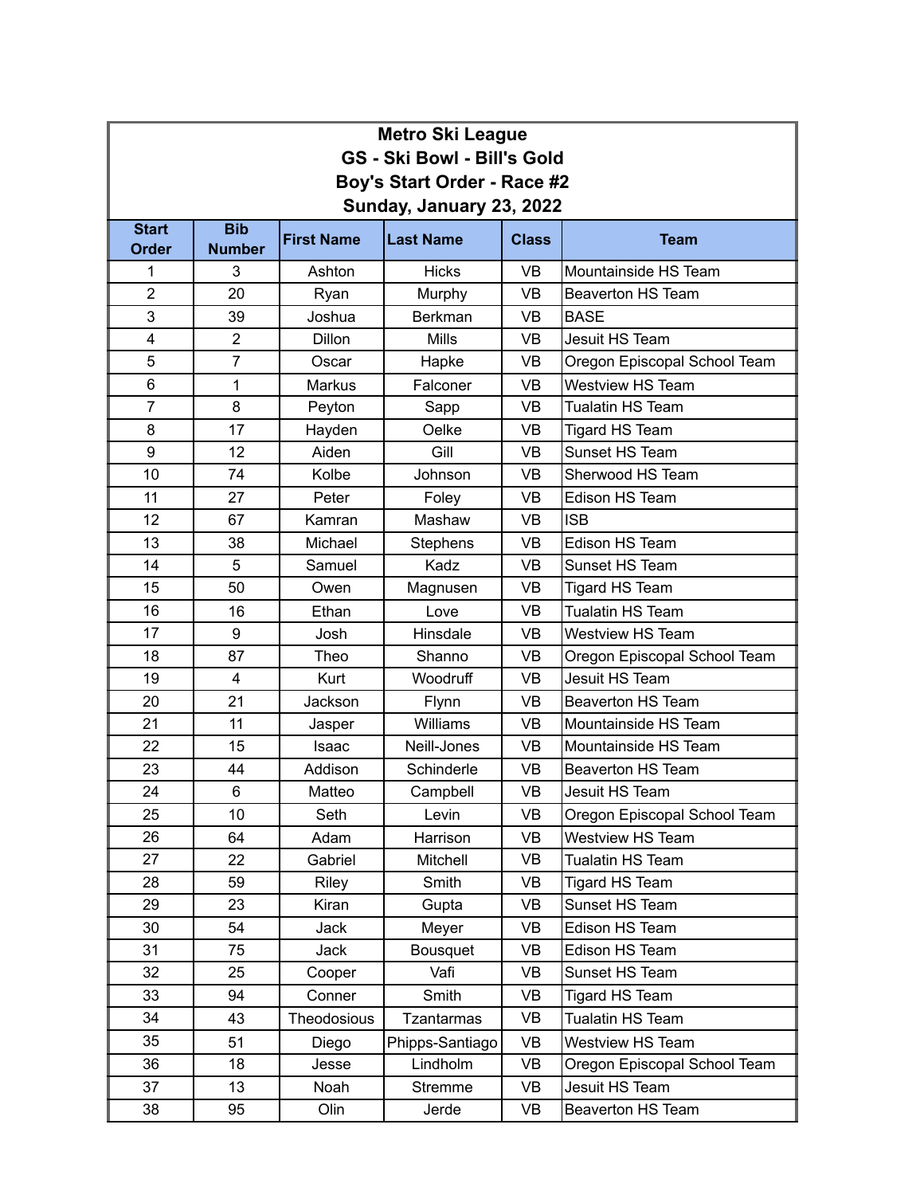**Metro Ski League**
**GS - Ski Bowl - Bill's Gold**
**Boy's Start Order - Race #2**
**Sunday, January 23, 2022**

| Start Order | Bib Number | First Name | Last Name | Class | Team |
|---|---|---|---|---|---|
| 1 | 3 | Ashton | Hicks | VB | Mountainside HS Team |
| 2 | 20 | Ryan | Murphy | VB | Beaverton HS Team |
| 3 | 39 | Joshua | Berkman | VB | BASE |
| 4 | 2 | Dillon | Mills | VB | Jesuit HS Team |
| 5 | 7 | Oscar | Hapke | VB | Oregon Episcopal School Team |
| 6 | 1 | Markus | Falconer | VB | Westview HS Team |
| 7 | 8 | Peyton | Sapp | VB | Tualatin HS Team |
| 8 | 17 | Hayden | Oelke | VB | Tigard HS Team |
| 9 | 12 | Aiden | Gill | VB | Sunset HS Team |
| 10 | 74 | Kolbe | Johnson | VB | Sherwood HS Team |
| 11 | 27 | Peter | Foley | VB | Edison HS Team |
| 12 | 67 | Kamran | Mashaw | VB | ISB |
| 13 | 38 | Michael | Stephens | VB | Edison HS Team |
| 14 | 5 | Samuel | Kadz | VB | Sunset HS Team |
| 15 | 50 | Owen | Magnusen | VB | Tigard HS Team |
| 16 | 16 | Ethan | Love | VB | Tualatin HS Team |
| 17 | 9 | Josh | Hinsdale | VB | Westview HS Team |
| 18 | 87 | Theo | Shanno | VB | Oregon Episcopal School Team |
| 19 | 4 | Kurt | Woodruff | VB | Jesuit HS Team |
| 20 | 21 | Jackson | Flynn | VB | Beaverton HS Team |
| 21 | 11 | Jasper | Williams | VB | Mountainside HS Team |
| 22 | 15 | Isaac | Neill-Jones | VB | Mountainside HS Team |
| 23 | 44 | Addison | Schinderle | VB | Beaverton HS Team |
| 24 | 6 | Matteo | Campbell | VB | Jesuit HS Team |
| 25 | 10 | Seth | Levin | VB | Oregon Episcopal School Team |
| 26 | 64 | Adam | Harrison | VB | Westview HS Team |
| 27 | 22 | Gabriel | Mitchell | VB | Tualatin HS Team |
| 28 | 59 | Riley | Smith | VB | Tigard HS Team |
| 29 | 23 | Kiran | Gupta | VB | Sunset HS Team |
| 30 | 54 | Jack | Meyer | VB | Edison HS Team |
| 31 | 75 | Jack | Bousquet | VB | Edison HS Team |
| 32 | 25 | Cooper | Vafi | VB | Sunset HS Team |
| 33 | 94 | Conner | Smith | VB | Tigard HS Team |
| 34 | 43 | Theodosious | Tzantarmas | VB | Tualatin HS Team |
| 35 | 51 | Diego | Phipps-Santiago | VB | Westview HS Team |
| 36 | 18 | Jesse | Lindholm | VB | Oregon Episcopal School Team |
| 37 | 13 | Noah | Stremme | VB | Jesuit HS Team |
| 38 | 95 | Olin | Jerde | VB | Beaverton HS Team |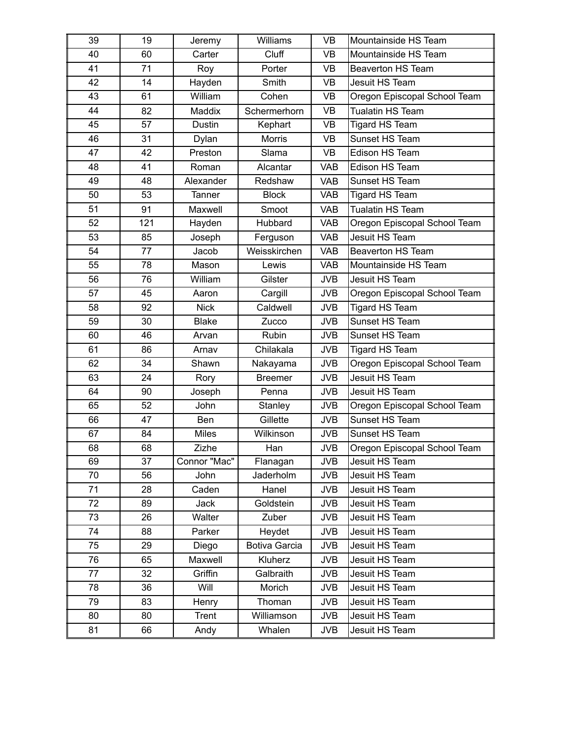| | | | | | |
|---|---|---|---|---|---|
| 39 | 19 | Jeremy | Williams | VB | Mountainside HS Team |
| 40 | 60 | Carter | Cluff | VB | Mountainside HS Team |
| 41 | 71 | Roy | Porter | VB | Beaverton HS Team |
| 42 | 14 | Hayden | Smith | VB | Jesuit HS Team |
| 43 | 61 | William | Cohen | VB | Oregon Episcopal School Team |
| 44 | 82 | Maddix | Schermerhorn | VB | Tualatin HS Team |
| 45 | 57 | Dustin | Kephart | VB | Tigard HS Team |
| 46 | 31 | Dylan | Morris | VB | Sunset HS Team |
| 47 | 42 | Preston | Slama | VB | Edison HS Team |
| 48 | 41 | Roman | Alcantar | VAB | Edison HS Team |
| 49 | 48 | Alexander | Redshaw | VAB | Sunset HS Team |
| 50 | 53 | Tanner | Block | VAB | Tigard HS Team |
| 51 | 91 | Maxwell | Smoot | VAB | Tualatin HS Team |
| 52 | 121 | Hayden | Hubbard | VAB | Oregon Episcopal School Team |
| 53 | 85 | Joseph | Ferguson | VAB | Jesuit HS Team |
| 54 | 77 | Jacob | Weisskirchen | VAB | Beaverton HS Team |
| 55 | 78 | Mason | Lewis | VAB | Mountainside HS Team |
| 56 | 76 | William | Gilster | JVB | Jesuit HS Team |
| 57 | 45 | Aaron | Cargill | JVB | Oregon Episcopal School Team |
| 58 | 92 | Nick | Caldwell | JVB | Tigard HS Team |
| 59 | 30 | Blake | Zucco | JVB | Sunset HS Team |
| 60 | 46 | Arvan | Rubin | JVB | Sunset HS Team |
| 61 | 86 | Arnav | Chilakala | JVB | Tigard HS Team |
| 62 | 34 | Shawn | Nakayama | JVB | Oregon Episcopal School Team |
| 63 | 24 | Rory | Breemer | JVB | Jesuit HS Team |
| 64 | 90 | Joseph | Penna | JVB | Jesuit HS Team |
| 65 | 52 | John | Stanley | JVB | Oregon Episcopal School Team |
| 66 | 47 | Ben | Gillette | JVB | Sunset HS Team |
| 67 | 84 | Miles | Wilkinson | JVB | Sunset HS Team |
| 68 | 68 | Zizhe | Han | JVB | Oregon Episcopal School Team |
| 69 | 37 | Connor "Mac" | Flanagan | JVB | Jesuit HS Team |
| 70 | 56 | John | Jaderholm | JVB | Jesuit HS Team |
| 71 | 28 | Caden | Hanel | JVB | Jesuit HS Team |
| 72 | 89 | Jack | Goldstein | JVB | Jesuit HS Team |
| 73 | 26 | Walter | Zuber | JVB | Jesuit HS Team |
| 74 | 88 | Parker | Heydet | JVB | Jesuit HS Team |
| 75 | 29 | Diego | Botiva Garcia | JVB | Jesuit HS Team |
| 76 | 65 | Maxwell | Kluherz | JVB | Jesuit HS Team |
| 77 | 32 | Griffin | Galbraith | JVB | Jesuit HS Team |
| 78 | 36 | Will | Morich | JVB | Jesuit HS Team |
| 79 | 83 | Henry | Thoman | JVB | Jesuit HS Team |
| 80 | 80 | Trent | Williamson | JVB | Jesuit HS Team |
| 81 | 66 | Andy | Whalen | JVB | Jesuit HS Team |